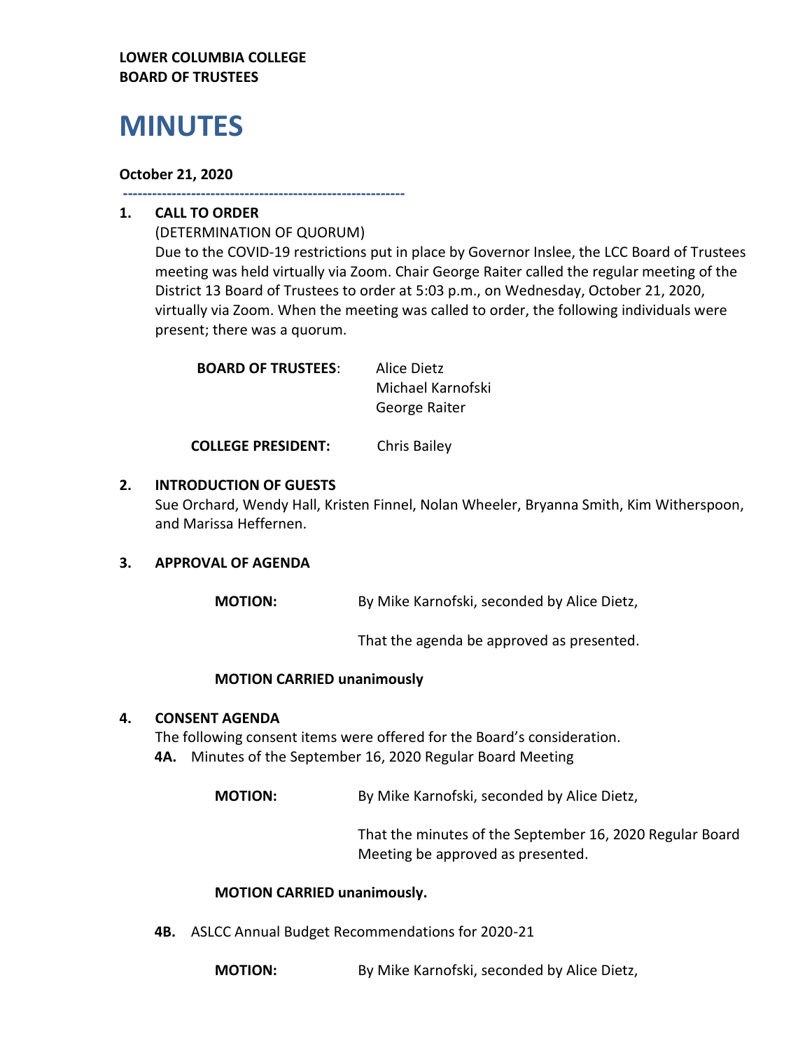**LOWER COLUMBIA COLLEGE**
**BOARD OF TRUSTEES**

# MINUTES

**October 21, 2020**

---

## 1. CALL TO ORDER

(DETERMINATION OF QUORUM)
Due to the COVID-19 restrictions put in place by Governor Inslee, the LCC Board of Trustees meeting was held virtually via Zoom. Chair George Raiter called the regular meeting of the District 13 Board of Trustees to order at 5:03 p.m., on Wednesday, October 21, 2020, virtually via Zoom. When the meeting was called to order, the following individuals were present; there was a quorum.

**BOARD OF TRUSTEES**: Alice Dietz
Michael Karnofski
George Raiter

**COLLEGE PRESIDENT:** Chris Bailey

## 2. INTRODUCTION OF GUESTS

Sue Orchard, Wendy Hall, Kristen Finnel, Nolan Wheeler, Bryanna Smith, Kim Witherspoon, and Marissa Heffernen.

## 3. APPROVAL OF AGENDA

**MOTION:** By Mike Karnofski, seconded by Alice Dietz,

That the agenda be approved as presented.

**MOTION CARRIED unanimously**

## 4. CONSENT AGENDA

The following consent items were offered for the Board's consideration.

**4A.** Minutes of the September 16, 2020 Regular Board Meeting

**MOTION:** By Mike Karnofski, seconded by Alice Dietz,

That the minutes of the September 16, 2020 Regular Board Meeting be approved as presented.

**MOTION CARRIED unanimously.**

**4B.** ASLCC Annual Budget Recommendations for 2020-21

**MOTION:** By Mike Karnofski, seconded by Alice Dietz,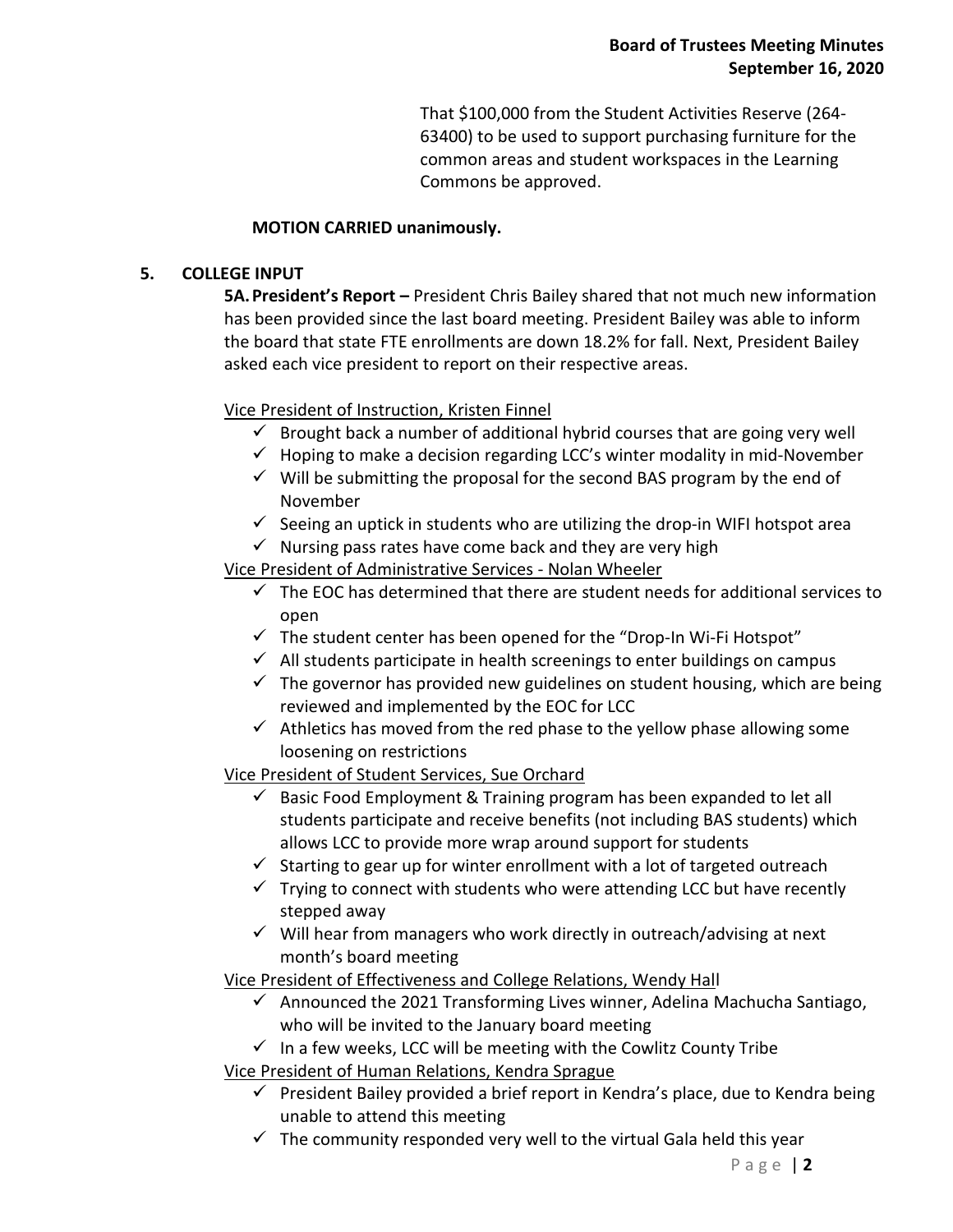That $100,000 from the Student Activities Reserve (264-63400) to be used to support purchasing furniture for the common areas and student workspaces in the Learning Commons be approved.

**MOTION CARRIED unanimously.**

**5. COLLEGE INPUT**

**5A. President's Report –** President Chris Bailey shared that not much new information has been provided since the last board meeting. President Bailey was able to inform the board that state FTE enrollments are down 18.2% for fall. Next, President Bailey asked each vice president to report on their respective areas.

Vice President of Instruction, Kristen Finnel

- ✓ Brought back a number of additional hybrid courses that are going very well
- ✓ Hoping to make a decision regarding LCC's winter modality in mid-November
- ✓ Will be submitting the proposal for the second BAS program by the end of November
- ✓ Seeing an uptick in students who are utilizing the drop-in WIFI hotspot area
- ✓ Nursing pass rates have come back and they are very high

Vice President of Administrative Services - Nolan Wheeler

- ✓ The EOC has determined that there are student needs for additional services to open
- ✓ The student center has been opened for the "Drop-In Wi-Fi Hotspot"
- ✓ All students participate in health screenings to enter buildings on campus
- ✓ The governor has provided new guidelines on student housing, which are being reviewed and implemented by the EOC for LCC
- ✓ Athletics has moved from the red phase to the yellow phase allowing some loosening on restrictions

Vice President of Student Services, Sue Orchard

- ✓ Basic Food Employment & Training program has been expanded to let all students participate and receive benefits (not including BAS students) which allows LCC to provide more wrap around support for students
- ✓ Starting to gear up for winter enrollment with a lot of targeted outreach
- ✓ Trying to connect with students who were attending LCC but have recently stepped away
- ✓ Will hear from managers who work directly in outreach/advising at next month's board meeting

Vice President of Effectiveness and College Relations, Wendy Hall

- ✓ Announced the 2021 Transforming Lives winner, Adelina Machucha Santiago, who will be invited to the January board meeting
- ✓ In a few weeks, LCC will be meeting with the Cowlitz County Tribe

Vice President of Human Relations, Kendra Sprague

- ✓ President Bailey provided a brief report in Kendra's place, due to Kendra being unable to attend this meeting
- ✓ The community responded very well to the virtual Gala held this year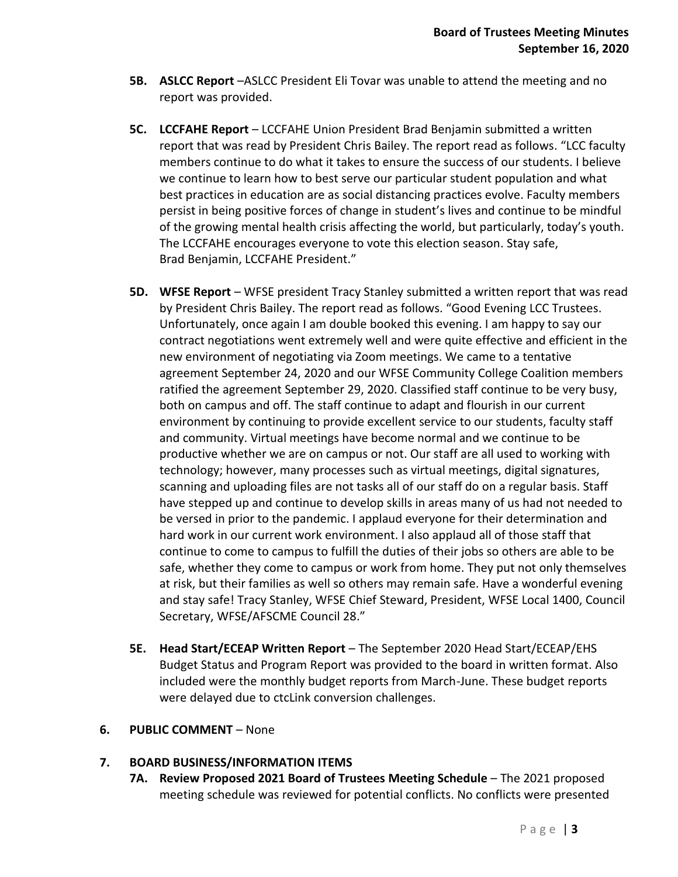- **5B. ASLCC Report** –ASLCC President Eli Tovar was unable to attend the meeting and no report was provided.

- **5C. LCCFAHE Report** – LCCFAHE Union President Brad Benjamin submitted a written report that was read by President Chris Bailey. The report read as follows. "LCC faculty members continue to do what it takes to ensure the success of our students. I believe we continue to learn how to best serve our particular student population and what best practices in education are as social distancing practices evolve. Faculty members persist in being positive forces of change in student's lives and continue to be mindful of the growing mental health crisis affecting the world, but particularly, today's youth. The LCCFAHE encourages everyone to vote this election season. Stay safe, Brad Benjamin, LCCFAHE President."

- **5D. WFSE Report** – WFSE president Tracy Stanley submitted a written report that was read by President Chris Bailey. The report read as follows. "Good Evening LCC Trustees. Unfortunately, once again I am double booked this evening. I am happy to say our contract negotiations went extremely well and were quite effective and efficient in the new environment of negotiating via Zoom meetings. We came to a tentative agreement September 24, 2020 and our WFSE Community College Coalition members ratified the agreement September 29, 2020. Classified staff continue to be very busy, both on campus and off. The staff continue to adapt and flourish in our current environment by continuing to provide excellent service to our students, faculty staff and community. Virtual meetings have become normal and we continue to be productive whether we are on campus or not. Our staff are all used to working with technology; however, many processes such as virtual meetings, digital signatures, scanning and uploading files are not tasks all of our staff do on a regular basis. Staff have stepped up and continue to develop skills in areas many of us had not needed to be versed in prior to the pandemic. I applaud everyone for their determination and hard work in our current work environment. I also applaud all of those staff that continue to come to campus to fulfill the duties of their jobs so others are able to be safe, whether they come to campus or work from home. They put not only themselves at risk, but their families as well so others may remain safe. Have a wonderful evening and stay safe! Tracy Stanley, WFSE Chief Steward, President, WFSE Local 1400, Council Secretary, WFSE/AFSCME Council 28."

- **5E. Head Start/ECEAP Written Report** – The September 2020 Head Start/ECEAP/EHS Budget Status and Program Report was provided to the board in written format. Also included were the monthly budget reports from March-June. These budget reports were delayed due to ctcLink conversion challenges.

**6. PUBLIC COMMENT** – None

**7. BOARD BUSINESS/INFORMATION ITEMS**

- **7A. Review Proposed 2021 Board of Trustees Meeting Schedule** – The 2021 proposed meeting schedule was reviewed for potential conflicts. No conflicts were presented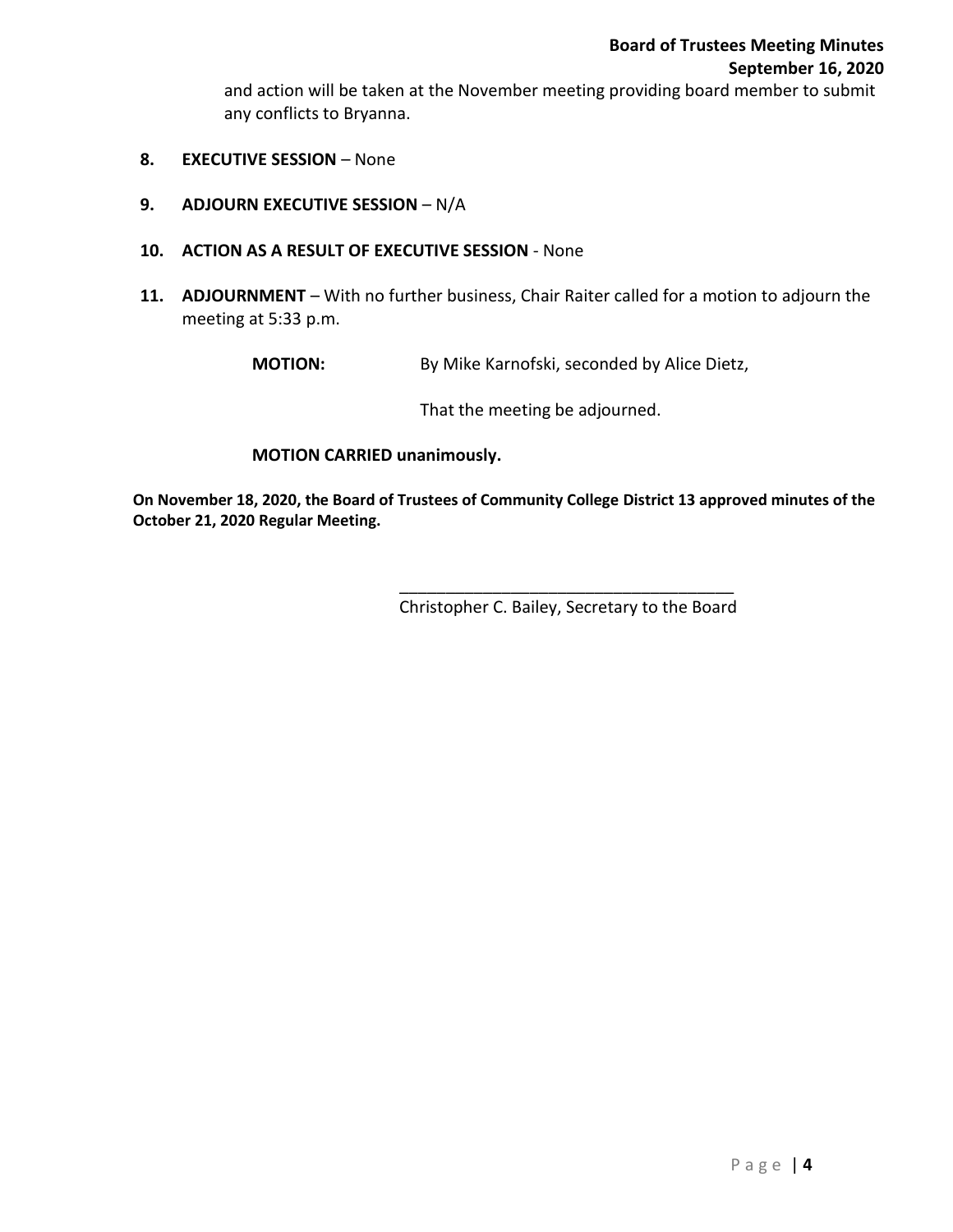and action will be taken at the November meeting providing board member to submit any conflicts to Bryanna.

8. **EXECUTIVE SESSION** – None

9. **ADJOURN EXECUTIVE SESSION** – N/A

10. **ACTION AS A RESULT OF EXECUTIVE SESSION** - None

11. **ADJOURNMENT** – With no further business, Chair Raiter called for a motion to adjourn the meeting at 5:33 p.m.

**MOTION:** By Mike Karnofski, seconded by Alice Dietz,

That the meeting be adjourned.

**MOTION CARRIED unanimously.**

**On November 18, 2020, the Board of Trustees of Community College District 13 approved minutes of the October 21, 2020 Regular Meeting.**

\_\_\_\_\_\_\_\_\_\_\_\_\_\_\_\_\_\_\_\_\_\_\_\_\_\_\_\_\_\_\_\_\_\_\_\_

Christopher C. Bailey, Secretary to the Board